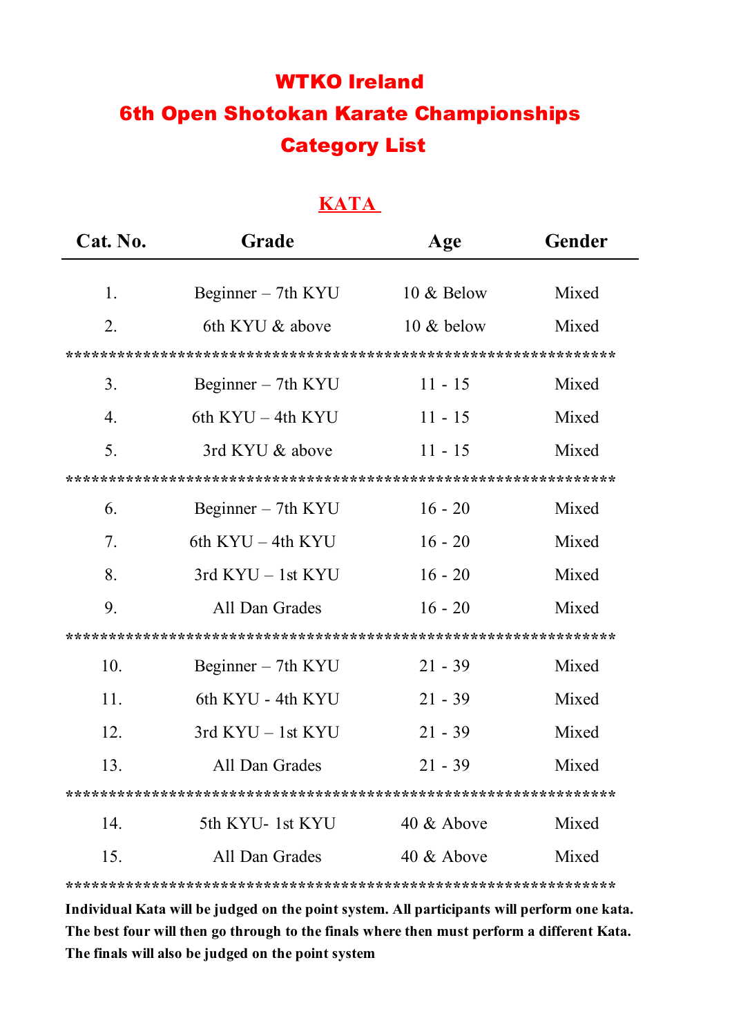# WTKO Ireland
# 6th Open Shotokan Karate Championships
# Category List

## KATA

| Cat. No. | Grade | Age | Gender |
|---|---|---|---|
| 1. | Beginner – 7th KYU | 10 & Below | Mixed |
| 2. | 6th KYU & above | 10 & below | Mixed |
| 3. | Beginner – 7th KYU | 11 - 15 | Mixed |
| 4. | 6th KYU – 4th KYU | 11 - 15 | Mixed |
| 5. | 3rd KYU & above | 11 - 15 | Mixed |
| 6. | Beginner – 7th KYU | 16 - 20 | Mixed |
| 7. | 6th KYU – 4th KYU | 16 - 20 | Mixed |
| 8. | 3rd KYU – 1st KYU | 16 - 20 | Mixed |
| 9. | All Dan Grades | 16 - 20 | Mixed |
| 10. | Beginner – 7th KYU | 21 - 39 | Mixed |
| 11. | 6th KYU - 4th KYU | 21 - 39 | Mixed |
| 12. | 3rd KYU – 1st KYU | 21 - 39 | Mixed |
| 13. | All Dan Grades | 21 - 39 | Mixed |
| 14. | 5th KYU- 1st KYU | 40 & Above | Mixed |
| 15. | All Dan Grades | 40 & Above | Mixed |

**Individual Kata will be judged on the point system. All participants will perform one kata. The best four will then go through to the finals where then must perform a different Kata. The finals will also be judged on the point system**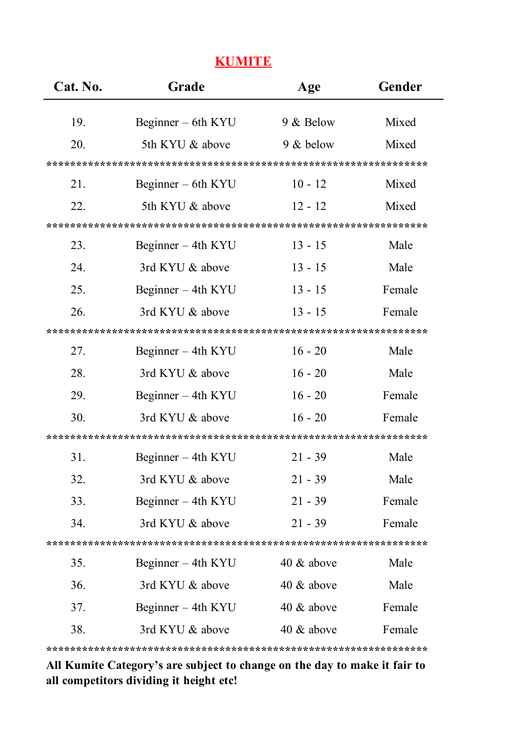## KUMITE

| Cat. No. | Grade | Age | Gender |
|---|---|---|---|
| 19. | Beginner – 6th KYU | 9 & Below | Mixed |
| 20. | 5th KYU & above | 9 & below | Mixed |
| ************************************************************ | | | |
| 21. | Beginner – 6th KYU | 10 - 12 | Mixed |
| 22. | 5th KYU & above | 12 - 12 | Mixed |
| ************************************************************ | | | |
| 23. | Beginner – 4th KYU | 13 - 15 | Male |
| 24. | 3rd KYU & above | 13 - 15 | Male |
| 25. | Beginner – 4th KYU | 13 - 15 | Female |
| 26. | 3rd KYU & above | 13 - 15 | Female |
| ************************************************************ | | | |
| 27. | Beginner – 4th KYU | 16 - 20 | Male |
| 28. | 3rd KYU & above | 16 - 20 | Male |
| 29. | Beginner – 4th KYU | 16 - 20 | Female |
| 30. | 3rd KYU & above | 16 - 20 | Female |
| ************************************************************ | | | |
| 31. | Beginner – 4th KYU | 21 - 39 | Male |
| 32. | 3rd KYU & above | 21 - 39 | Male |
| 33. | Beginner – 4th KYU | 21 - 39 | Female |
| 34. | 3rd KYU & above | 21 - 39 | Female |
| ************************************************************ | | | |
| 35. | Beginner – 4th KYU | 40 & above | Male |
| 36. | 3rd KYU & above | 40 & above | Male |
| 37. | Beginner – 4th KYU | 40 & above | Female |
| 38. | 3rd KYU & above | 40 & above | Female |

************************************************************

**All Kumite Category's are subject to change on the day to make it fair to all competitors dividing it height etc!**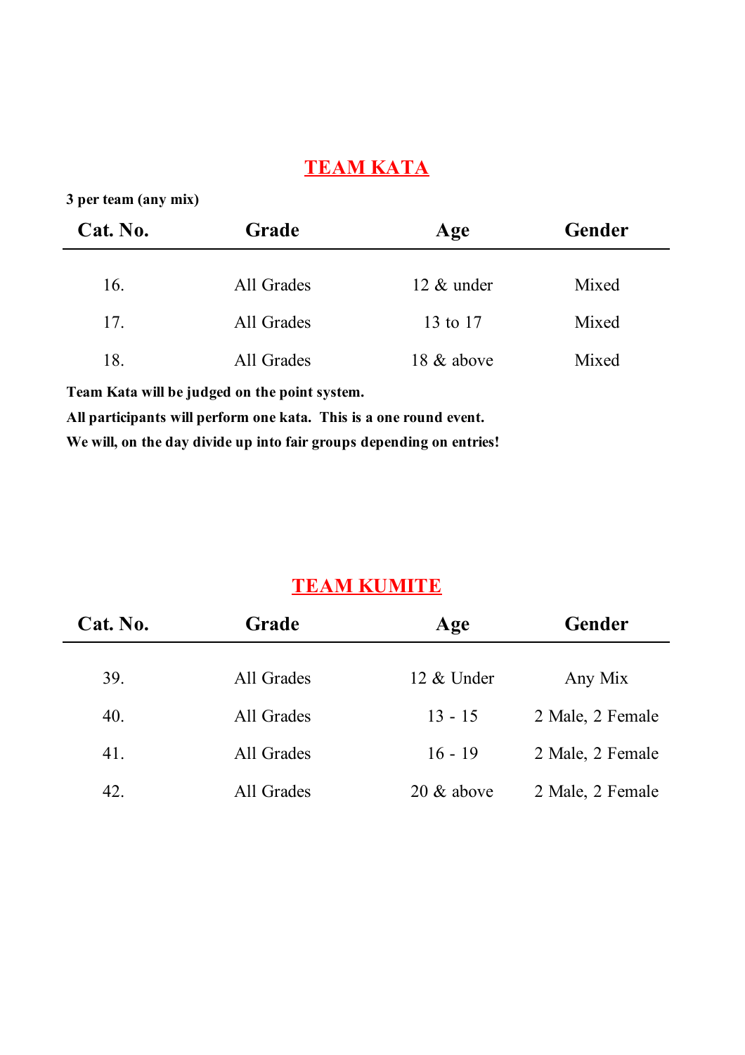## TEAM KATA

**3 per team (any mix)**

| Cat. No. | Grade | Age | Gender |
|---|---|---|---|
| 16. | All Grades | 12 & under | Mixed |
| 17. | All Grades | 13 to 17 | Mixed |
| 18. | All Grades | 18 & above | Mixed |

**Team Kata will be judged on the point system.**

**All participants will perform one kata. This is a one round event.**

**We will, on the day divide up into fair groups depending on entries!**

## TEAM KUMITE

| Cat. No. | Grade | Age | Gender |
|---|---|---|---|
| 39. | All Grades | 12 & Under | Any Mix |
| 40. | All Grades | 13 - 15 | 2 Male, 2 Female |
| 41. | All Grades | 16 - 19 | 2 Male, 2 Female |
| 42. | All Grades | 20 & above | 2 Male, 2 Female |